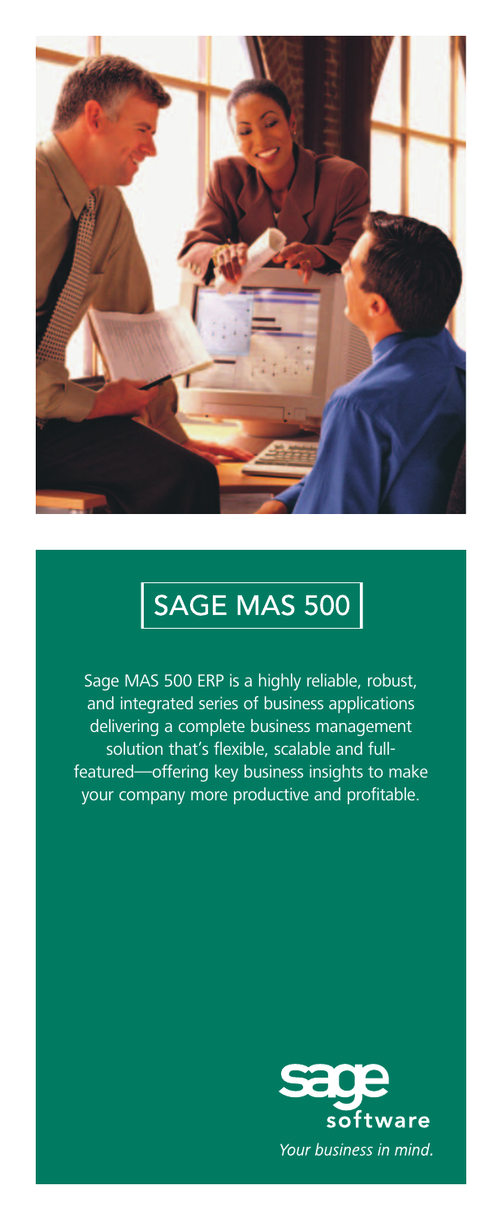# SAGE MAS 500

Sage MAS 500 ERP is a highly reliable, robust, and integrated series of business applications delivering a complete business management solution that's flexible, scalable and full-featured—offering key business insights to make your company more productive and profitable.

sage software

*Your business in mind.*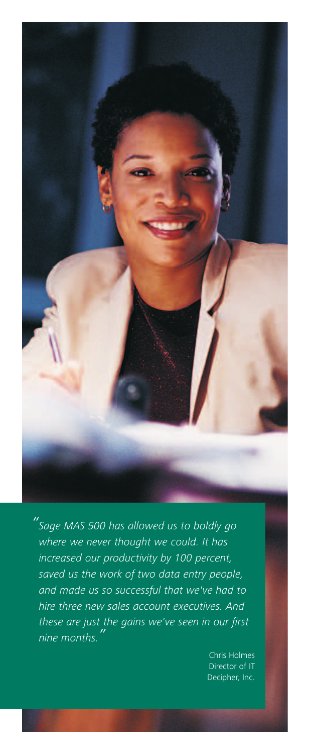*"Sage MAS 500 has allowed us to boldly go where we never thought we could. It has increased our productivity by 100 percent, saved us the work of two data entry people, and made us so successful that we've had to hire three new sales account executives. And these are just the gains we've seen in our first nine months."*

Chris Holmes
Director of IT
Decipher, Inc.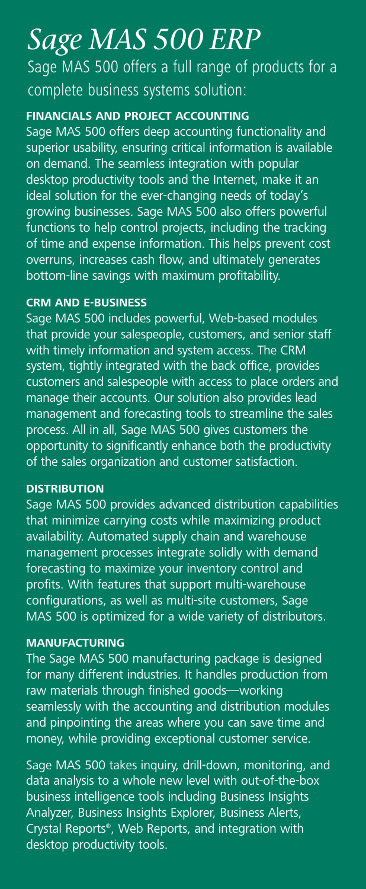# *Sage MAS 500 ERP*

Sage MAS 500 offers a full range of products for a complete business systems solution:

**FINANCIALS AND PROJECT ACCOUNTING**

Sage MAS 500 offers deep accounting functionality and superior usability, ensuring critical information is available on demand. The seamless integration with popular desktop productivity tools and the Internet, make it an ideal solution for the ever-changing needs of today's growing businesses. Sage MAS 500 also offers powerful functions to help control projects, including the tracking of time and expense information. This helps prevent cost overruns, increases cash flow, and ultimately generates bottom-line savings with maximum profitability.

**CRM AND E-BUSINESS**

Sage MAS 500 includes powerful, Web-based modules that provide your salespeople, customers, and senior staff with timely information and system access. The CRM system, tightly integrated with the back office, provides customers and salespeople with access to place orders and manage their accounts. Our solution also provides lead management and forecasting tools to streamline the sales process. All in all, Sage MAS 500 gives customers the opportunity to significantly enhance both the productivity of the sales organization and customer satisfaction.

**DISTRIBUTION**

Sage MAS 500 provides advanced distribution capabilities that minimize carrying costs while maximizing product availability. Automated supply chain and warehouse management processes integrate solidly with demand forecasting to maximize your inventory control and profits. With features that support multi-warehouse configurations, as well as multi-site customers, Sage MAS 500 is optimized for a wide variety of distributors.

**MANUFACTURING**

The Sage MAS 500 manufacturing package is designed for many different industries. It handles production from raw materials through finished goods—working seamlessly with the accounting and distribution modules and pinpointing the areas where you can save time and money, while providing exceptional customer service.

Sage MAS 500 takes inquiry, drill-down, monitoring, and data analysis to a whole new level with out-of-the-box business intelligence tools including Business Insights Analyzer, Business Insights Explorer, Business Alerts, Crystal Reports®, Web Reports, and integration with desktop productivity tools.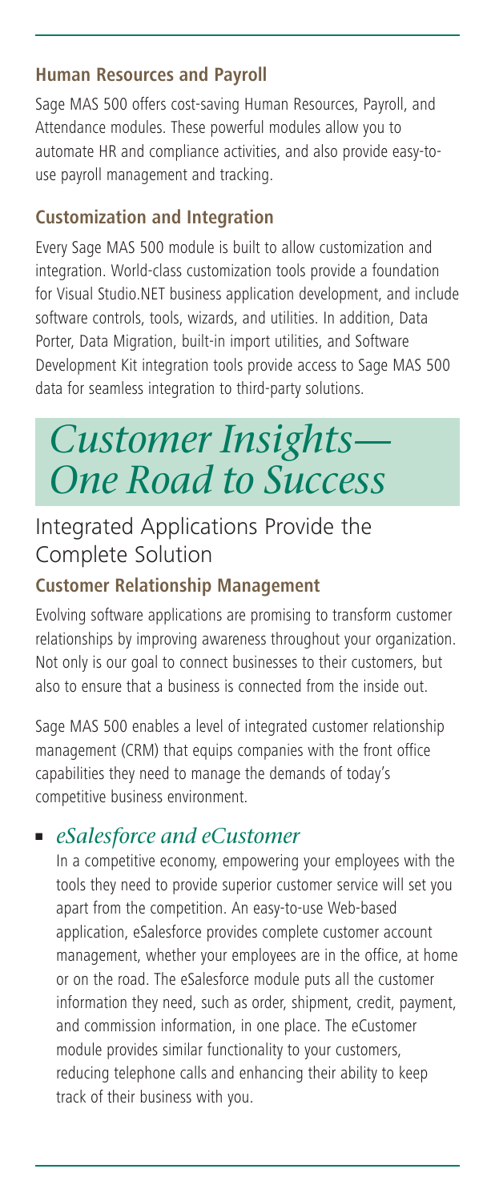### Human Resources and Payroll

Sage MAS 500 offers cost-saving Human Resources, Payroll, and Attendance modules. These powerful modules allow you to automate HR and compliance activities, and also provide easy-to-use payroll management and tracking.

### Customization and Integration

Every Sage MAS 500 module is built to allow customization and integration. World-class customization tools provide a foundation for Visual Studio.NET business application development, and include software controls, tools, wizards, and utilities. In addition, Data Porter, Data Migration, built-in import utilities, and Software Development Kit integration tools provide access to Sage MAS 500 data for seamless integration to third-party solutions.

# *Customer Insights— One Road to Success*

## Integrated Applications Provide the Complete Solution

### Customer Relationship Management

Evolving software applications are promising to transform customer relationships by improving awareness throughout your organization. Not only is our goal to connect businesses to their customers, but also to ensure that a business is connected from the inside out.

Sage MAS 500 enables a level of integrated customer relationship management (CRM) that equips companies with the front office capabilities they need to manage the demands of today's competitive business environment.

- *eSalesforce and eCustomer*

  In a competitive economy, empowering your employees with the tools they need to provide superior customer service will set you apart from the competition. An easy-to-use Web-based application, eSalesforce provides complete customer account management, whether your employees are in the office, at home or on the road. The eSalesforce module puts all the customer information they need, such as order, shipment, credit, payment, and commission information, in one place. The eCustomer module provides similar functionality to your customers, reducing telephone calls and enhancing their ability to keep track of their business with you.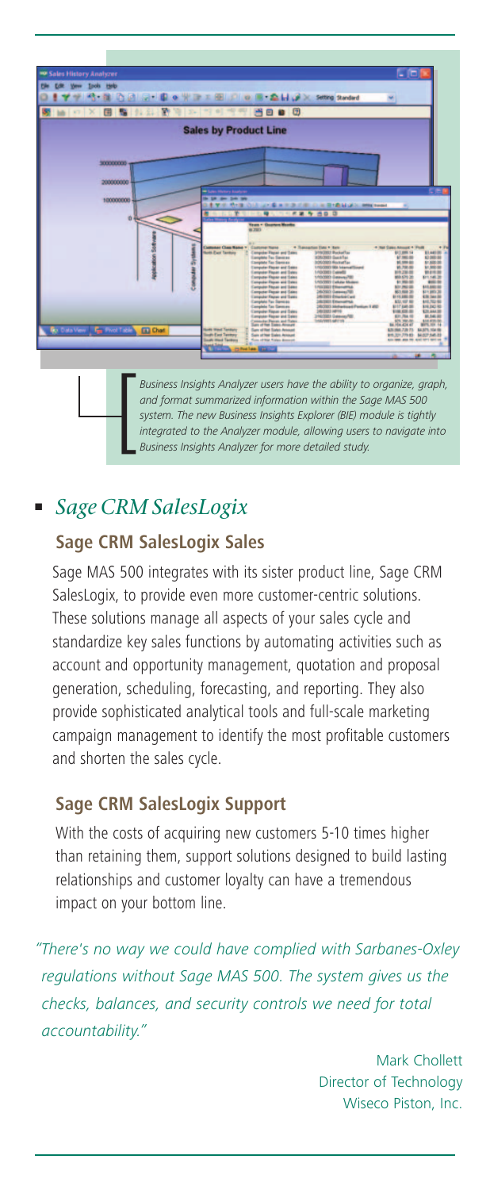*Business Insights Analyzer users have the ability to organize, graph, and format summarized information within the Sage MAS 500 system. The new Business Insights Explorer (BIE) module is tightly integrated to the Analyzer module, allowing users to navigate into Business Insights Analyzer for more detailed study.*

## *Sage CRM SalesLogix*

### Sage CRM SalesLogix Sales

Sage MAS 500 integrates with its sister product line, Sage CRM SalesLogix, to provide even more customer-centric solutions. These solutions manage all aspects of your sales cycle and standardize key sales functions by automating activities such as account and opportunity management, quotation and proposal generation, scheduling, forecasting, and reporting. They also provide sophisticated analytical tools and full-scale marketing campaign management to identify the most profitable customers and shorten the sales cycle.

### Sage CRM SalesLogix Support

With the costs of acquiring new customers 5-10 times higher than retaining them, support solutions designed to build lasting relationships and customer loyalty can have a tremendous impact on your bottom line.

*"There's no way we could have complied with Sarbanes-Oxley regulations without Sage MAS 500. The system gives us the checks, balances, and security controls we need for total accountability."*

Mark Chollett
Director of Technology
Wiseco Piston, Inc.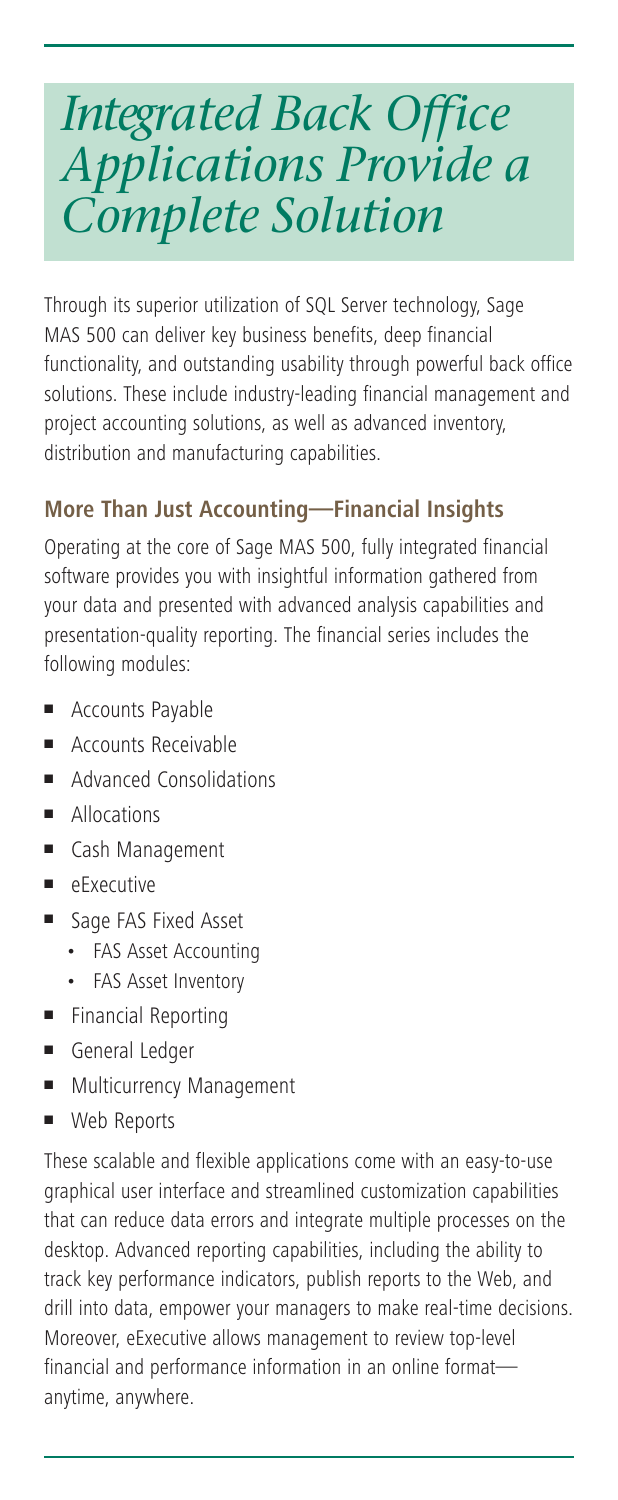# *Integrated Back Office Applications Provide a Complete Solution*

Through its superior utilization of SQL Server technology, Sage MAS 500 can deliver key business benefits, deep financial functionality, and outstanding usability through powerful back office solutions. These include industry-leading financial management and project accounting solutions, as well as advanced inventory, distribution and manufacturing capabilities.

## More Than Just Accounting—Financial Insights

Operating at the core of Sage MAS 500, fully integrated financial software provides you with insightful information gathered from your data and presented with advanced analysis capabilities and presentation-quality reporting. The financial series includes the following modules:

- Accounts Payable
- Accounts Receivable
- Advanced Consolidations
- Allocations
- Cash Management
- eExecutive
- Sage FAS Fixed Asset
  - FAS Asset Accounting
  - FAS Asset Inventory
- Financial Reporting
- General Ledger
- Multicurrency Management
- Web Reports

These scalable and flexible applications come with an easy-to-use graphical user interface and streamlined customization capabilities that can reduce data errors and integrate multiple processes on the desktop. Advanced reporting capabilities, including the ability to track key performance indicators, publish reports to the Web, and drill into data, empower your managers to make real-time decisions. Moreover, eExecutive allows management to review top-level financial and performance information in an online format—anytime, anywhere.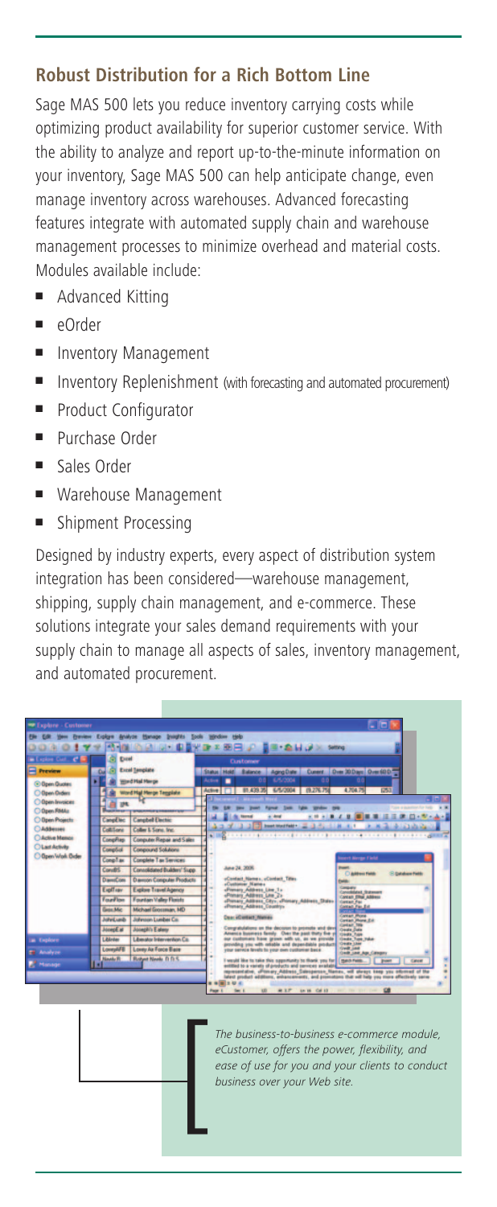## Robust Distribution for a Rich Bottom Line

Sage MAS 500 lets you reduce inventory carrying costs while optimizing product availability for superior customer service. With the ability to analyze and report up-to-the-minute information on your inventory, Sage MAS 500 can help anticipate change, even manage inventory across warehouses. Advanced forecasting features integrate with automated supply chain and warehouse management processes to minimize overhead and material costs. Modules available include:

- Advanced Kitting
- eOrder
- Inventory Management
- Inventory Replenishment (with forecasting and automated procurement)
- Product Configurator
- Purchase Order
- Sales Order
- Warehouse Management
- Shipment Processing

Designed by industry experts, every aspect of distribution system integration has been considered—warehouse management, shipping, supply chain management, and e-commerce. These solutions integrate your sales demand requirements with your supply chain to manage all aspects of sales, inventory management, and automated procurement.

*The business-to-business e-commerce module, eCustomer, offers the power, flexibility, and ease of use for you and your clients to conduct business over your Web site.*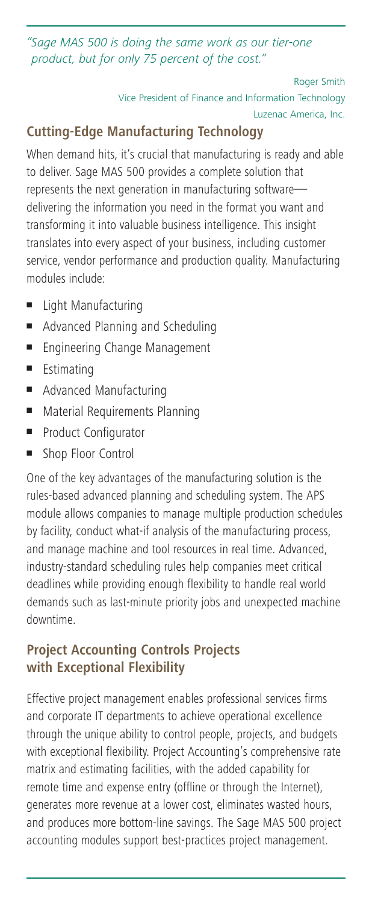*"Sage MAS 500 is doing the same work as our tier-one product, but for only 75 percent of the cost."*

Roger Smith
Vice President of Finance and Information Technology
Luzenac America, Inc.

## Cutting-Edge Manufacturing Technology

When demand hits, it's crucial that manufacturing is ready and able to deliver. Sage MAS 500 provides a complete solution that represents the next generation in manufacturing software—delivering the information you need in the format you want and transforming it into valuable business intelligence. This insight translates into every aspect of your business, including customer service, vendor performance and production quality. Manufacturing modules include:

- Light Manufacturing
- Advanced Planning and Scheduling
- Engineering Change Management
- Estimating
- Advanced Manufacturing
- Material Requirements Planning
- Product Configurator
- Shop Floor Control

One of the key advantages of the manufacturing solution is the rules-based advanced planning and scheduling system. The APS module allows companies to manage multiple production schedules by facility, conduct what-if analysis of the manufacturing process, and manage machine and tool resources in real time. Advanced, industry-standard scheduling rules help companies meet critical deadlines while providing enough flexibility to handle real world demands such as last-minute priority jobs and unexpected machine downtime.

## Project Accounting Controls Projects with Exceptional Flexibility

Effective project management enables professional services firms and corporate IT departments to achieve operational excellence through the unique ability to control people, projects, and budgets with exceptional flexibility. Project Accounting's comprehensive rate matrix and estimating facilities, with the added capability for remote time and expense entry (offline or through the Internet), generates more revenue at a lower cost, eliminates wasted hours, and produces more bottom-line savings. The Sage MAS 500 project accounting modules support best-practices project management.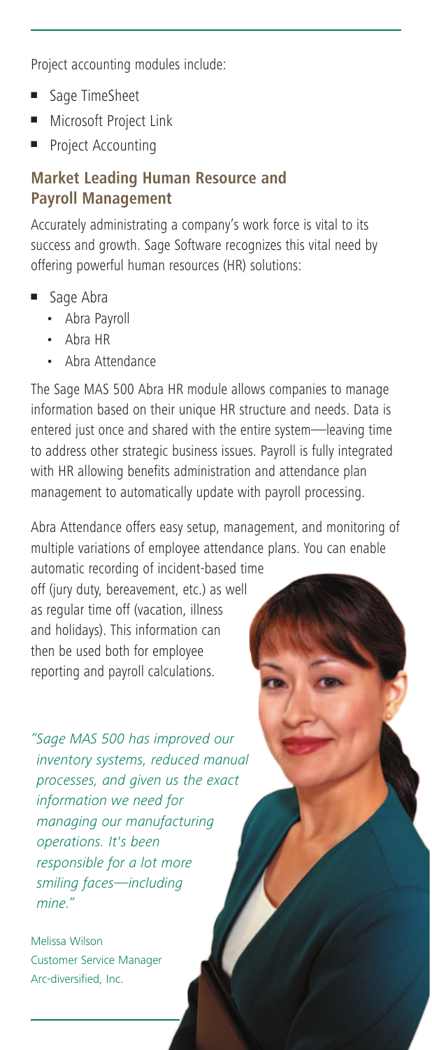Project accounting modules include:

- Sage TimeSheet
- Microsoft Project Link
- Project Accounting

## Market Leading Human Resource and Payroll Management

Accurately administrating a company's work force is vital to its success and growth. Sage Software recognizes this vital need by offering powerful human resources (HR) solutions:

- Sage Abra
    - Abra Payroll
    - Abra HR
    - Abra Attendance

The Sage MAS 500 Abra HR module allows companies to manage information based on their unique HR structure and needs. Data is entered just once and shared with the entire system—leaving time to address other strategic business issues. Payroll is fully integrated with HR allowing benefits administration and attendance plan management to automatically update with payroll processing.

Abra Attendance offers easy setup, management, and monitoring of multiple variations of employee attendance plans. You can enable automatic recording of incident-based time off (jury duty, bereavement, etc.) as well as regular time off (vacation, illness and holidays). This information can then be used both for employee reporting and payroll calculations.

*"Sage MAS 500 has improved our inventory systems, reduced manual processes, and given us the exact information we need for managing our manufacturing operations. It's been responsible for a lot more smiling faces—including mine."*

Melissa Wilson
Customer Service Manager
Arc-diversified, Inc.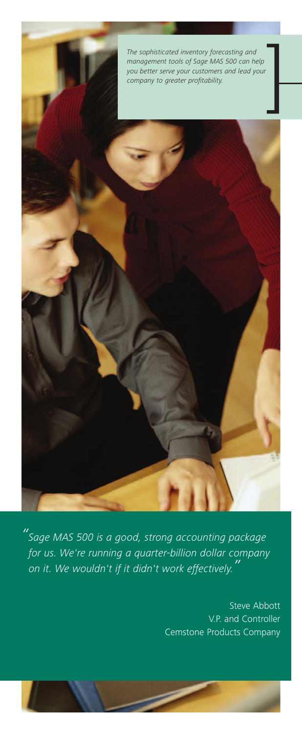*The sophisticated inventory forecasting and management tools of Sage MAS 500 can help you better serve your customers and lead your company to greater profitability.*

*"Sage MAS 500 is a good, strong accounting package for us. We're running a quarter-billion dollar company on it. We wouldn't if it didn't work effectively."*

Steve Abbott
V.P. and Controller
Cemstone Products Company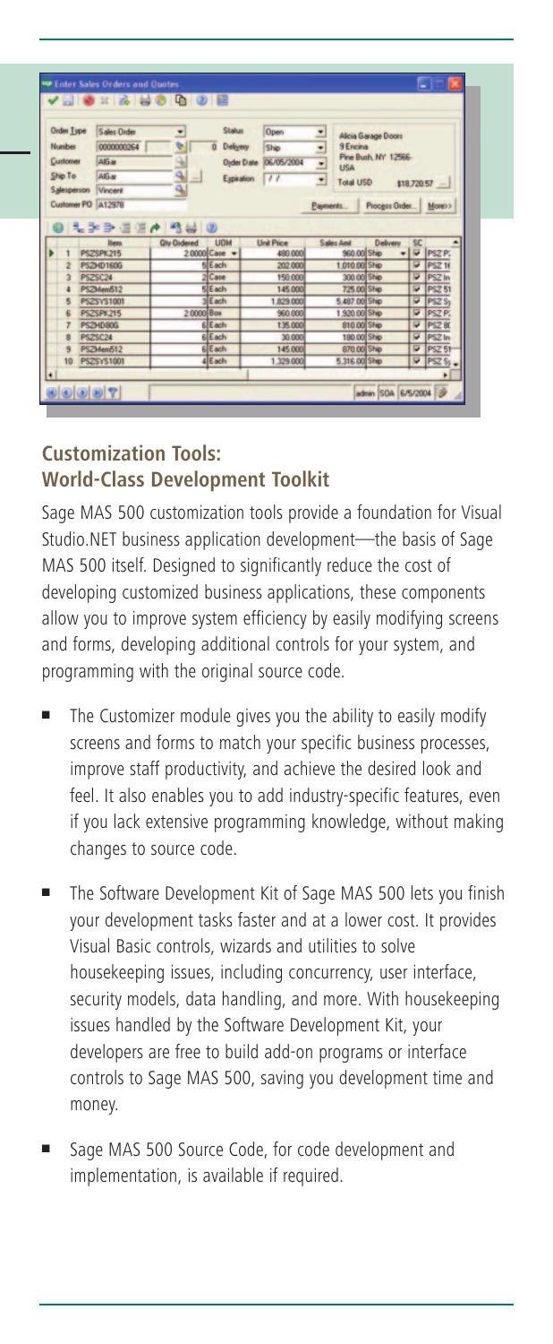## Customization Tools: World-Class Development Toolkit

Sage MAS 500 customization tools provide a foundation for Visual Studio.NET business application development—the basis of Sage MAS 500 itself. Designed to significantly reduce the cost of developing customized business applications, these components allow you to improve system efficiency by easily modifying screens and forms, developing additional controls for your system, and programming with the original source code.

- The Customizer module gives you the ability to easily modify screens and forms to match your specific business processes, improve staff productivity, and achieve the desired look and feel. It also enables you to add industry-specific features, even if you lack extensive programming knowledge, without making changes to source code.
- The Software Development Kit of Sage MAS 500 lets you finish your development tasks faster and at a lower cost. It provides Visual Basic controls, wizards and utilities to solve housekeeping issues, including concurrency, user interface, security models, data handling, and more. With housekeeping issues handled by the Software Development Kit, your developers are free to build add-on programs or interface controls to Sage MAS 500, saving you development time and money.
- Sage MAS 500 Source Code, for code development and implementation, is available if required.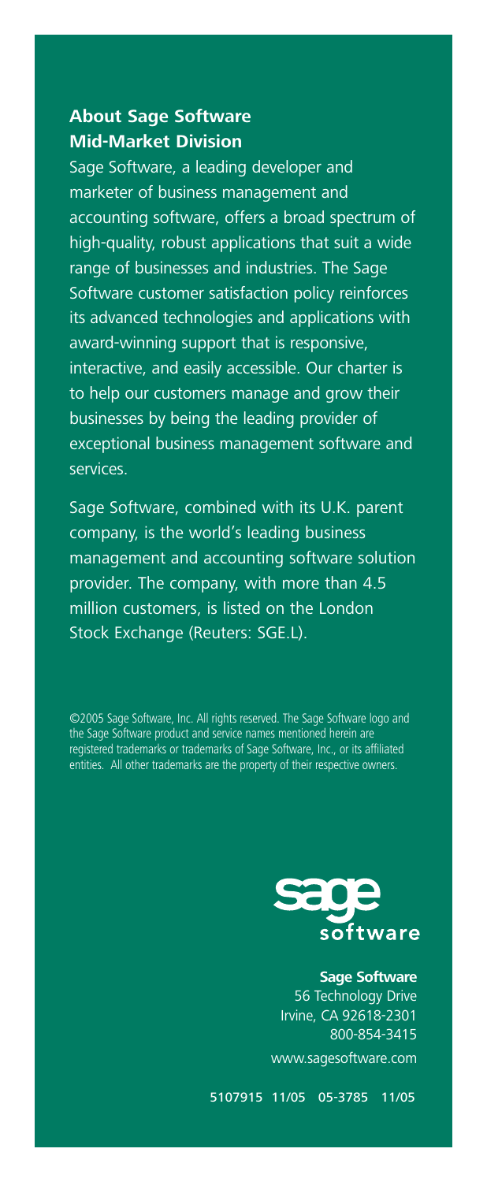## About Sage Software Mid-Market Division

Sage Software, a leading developer and marketer of business management and accounting software, offers a broad spectrum of high-quality, robust applications that suit a wide range of businesses and industries. The Sage Software customer satisfaction policy reinforces its advanced technologies and applications with award-winning support that is responsive, interactive, and easily accessible. Our charter is to help our customers manage and grow their businesses by being the leading provider of exceptional business management software and services.

Sage Software, combined with its U.K. parent company, is the world's leading business management and accounting software solution provider. The company, with more than 4.5 million customers, is listed on the London Stock Exchange (Reuters: SGE.L).

©2005 Sage Software, Inc. All rights reserved. The Sage Software logo and the Sage Software product and service names mentioned herein are registered trademarks or trademarks of Sage Software, Inc., or its affiliated entities. All other trademarks are the property of their respective owners.

sage software

**Sage Software**
56 Technology Drive
Irvine, CA 92618-2301
800-854-3415

www.sagesoftware.com

5107915 11/05 05-3785 11/05